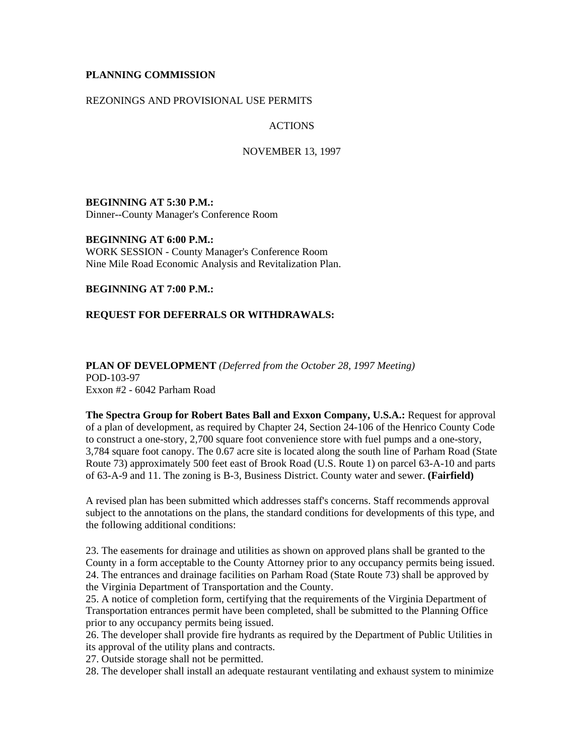**PLANNING COMMISSION**

REZONINGS AND PROVISIONAL USE PERMITS

ACTIONS

NOVEMBER 13, 1997

**BEGINNING AT 5:30 P.M.:**
Dinner--County Manager's Conference Room

**BEGINNING AT 6:00 P.M.:**
WORK SESSION - County Manager's Conference Room
Nine Mile Road Economic Analysis and Revitalization Plan.

**BEGINNING AT 7:00 P.M.:**

**REQUEST FOR DEFERRALS OR WITHDRAWALS:**

**PLAN OF DEVELOPMENT** *(Deferred from the October 28, 1997 Meeting)*
POD-103-97
Exxon #2 - 6042 Parham Road

**The Spectra Group for Robert Bates Ball and Exxon Company, U.S.A.:** Request for approval of a plan of development, as required by Chapter 24, Section 24-106 of the Henrico County Code to construct a one-story, 2,700 square foot convenience store with fuel pumps and a one-story, 3,784 square foot canopy. The 0.67 acre site is located along the south line of Parham Road (State Route 73) approximately 500 feet east of Brook Road (U.S. Route 1) on parcel 63-A-10 and parts of 63-A-9 and 11. The zoning is B-3, Business District. County water and sewer. **(Fairfield)**

A revised plan has been submitted which addresses staff's concerns. Staff recommends approval subject to the annotations on the plans, the standard conditions for developments of this type, and the following additional conditions:

23. The easements for drainage and utilities as shown on approved plans shall be granted to the County in a form acceptable to the County Attorney prior to any occupancy permits being issued.
24. The entrances and drainage facilities on Parham Road (State Route 73) shall be approved by the Virginia Department of Transportation and the County.
25. A notice of completion form, certifying that the requirements of the Virginia Department of Transportation entrances permit have been completed, shall be submitted to the Planning Office prior to any occupancy permits being issued.
26. The developer shall provide fire hydrants as required by the Department of Public Utilities in its approval of the utility plans and contracts.
27. Outside storage shall not be permitted.
28. The developer shall install an adequate restaurant ventilating and exhaust system to minimize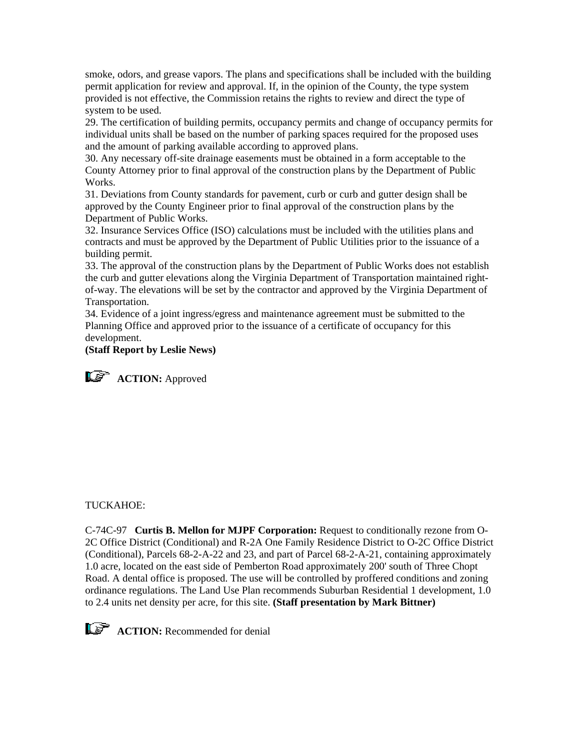smoke, odors, and grease vapors. The plans and specifications shall be included with the building permit application for review and approval. If, in the opinion of the County, the type system provided is not effective, the Commission retains the rights to review and direct the type of system to be used.

29. The certification of building permits, occupancy permits and change of occupancy permits for individual units shall be based on the number of parking spaces required for the proposed uses and the amount of parking available according to approved plans.

30. Any necessary off-site drainage easements must be obtained in a form acceptable to the County Attorney prior to final approval of the construction plans by the Department of Public Works.

31. Deviations from County standards for pavement, curb or curb and gutter design shall be approved by the County Engineer prior to final approval of the construction plans by the Department of Public Works.

32. Insurance Services Office (ISO) calculations must be included with the utilities plans and contracts and must be approved by the Department of Public Utilities prior to the issuance of a building permit.

33. The approval of the construction plans by the Department of Public Works does not establish the curb and gutter elevations along the Virginia Department of Transportation maintained right-of-way. The elevations will be set by the contractor and approved by the Virginia Department of Transportation.

34. Evidence of a joint ingress/egress and maintenance agreement must be submitted to the Planning Office and approved prior to the issuance of a certificate of occupancy for this development.

**(Staff Report by Leslie News)**

**ACTION:** Approved

TUCKAHOE:

C-74C-97 **Curtis B. Mellon for MJPF Corporation:** Request to conditionally rezone from O-2C Office District (Conditional) and R-2A One Family Residence District to O-2C Office District (Conditional), Parcels 68-2-A-22 and 23, and part of Parcel 68-2-A-21, containing approximately 1.0 acre, located on the east side of Pemberton Road approximately 200' south of Three Chopt Road. A dental office is proposed. The use will be controlled by proffered conditions and zoning ordinance regulations. The Land Use Plan recommends Suburban Residential 1 development, 1.0 to 2.4 units net density per acre, for this site. **(Staff presentation by Mark Bittner)**

**ACTION:** Recommended for denial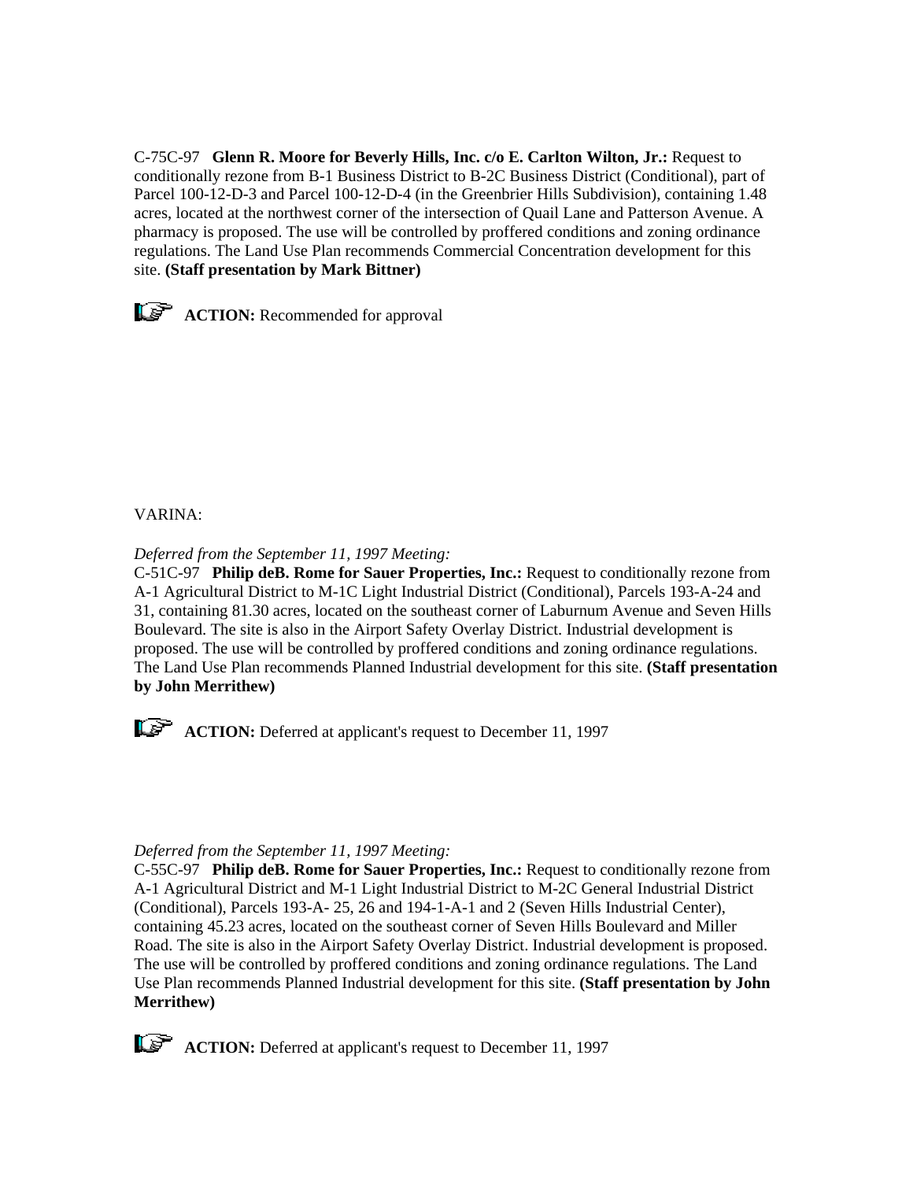C-75C-97 **Glenn R. Moore for Beverly Hills, Inc. c/o E. Carlton Wilton, Jr.:** Request to conditionally rezone from B-1 Business District to B-2C Business District (Conditional), part of Parcel 100-12-D-3 and Parcel 100-12-D-4 (in the Greenbrier Hills Subdivision), containing 1.48 acres, located at the northwest corner of the intersection of Quail Lane and Patterson Avenue. A pharmacy is proposed. The use will be controlled by proffered conditions and zoning ordinance regulations. The Land Use Plan recommends Commercial Concentration development for this site. **(Staff presentation by Mark Bittner)**

☞ **ACTION:** Recommended for approval

VARINA:

*Deferred from the September 11, 1997 Meeting:*
C-51C-97 **Philip deB. Rome for Sauer Properties, Inc.:** Request to conditionally rezone from A-1 Agricultural District to M-1C Light Industrial District (Conditional), Parcels 193-A-24 and 31, containing 81.30 acres, located on the southeast corner of Laburnum Avenue and Seven Hills Boulevard. The site is also in the Airport Safety Overlay District. Industrial development is proposed. The use will be controlled by proffered conditions and zoning ordinance regulations. The Land Use Plan recommends Planned Industrial development for this site. **(Staff presentation by John Merrithew)**

☞ **ACTION:** Deferred at applicant's request to December 11, 1997

*Deferred from the September 11, 1997 Meeting:*
C-55C-97 **Philip deB. Rome for Sauer Properties, Inc.:** Request to conditionally rezone from A-1 Agricultural District and M-1 Light Industrial District to M-2C General Industrial District (Conditional), Parcels 193-A- 25, 26 and 194-1-A-1 and 2 (Seven Hills Industrial Center), containing 45.23 acres, located on the southeast corner of Seven Hills Boulevard and Miller Road. The site is also in the Airport Safety Overlay District. Industrial development is proposed. The use will be controlled by proffered conditions and zoning ordinance regulations. The Land Use Plan recommends Planned Industrial development for this site. **(Staff presentation by John Merrithew)**

☞ **ACTION:** Deferred at applicant's request to December 11, 1997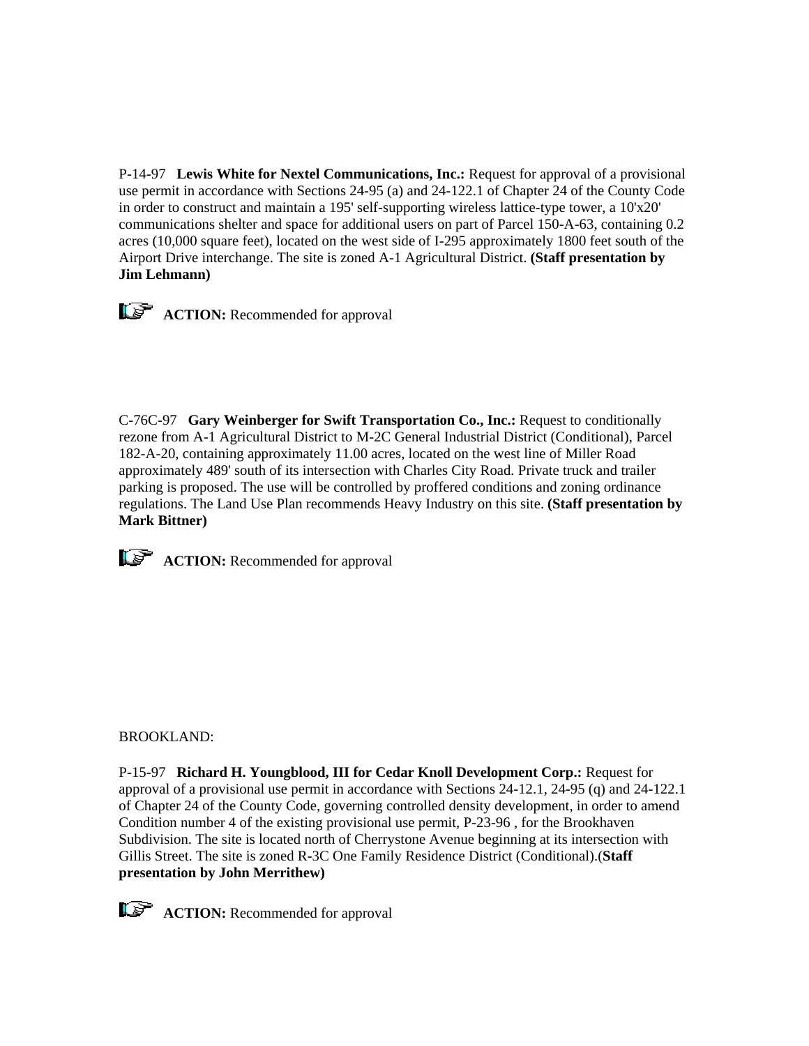P-14-97 **Lewis White for Nextel Communications, Inc.:** Request for approval of a provisional use permit in accordance with Sections 24-95 (a) and 24-122.1 of Chapter 24 of the County Code in order to construct and maintain a 195' self-supporting wireless lattice-type tower, a 10'x20' communications shelter and space for additional users on part of Parcel 150-A-63, containing 0.2 acres (10,000 square feet), located on the west side of I-295 approximately 1800 feet south of the Airport Drive interchange. The site is zoned A-1 Agricultural District. **(Staff presentation by Jim Lehmann)**

**ACTION:** Recommended for approval

C-76C-97 **Gary Weinberger for Swift Transportation Co., Inc.:** Request to conditionally rezone from A-1 Agricultural District to M-2C General Industrial District (Conditional), Parcel 182-A-20, containing approximately 11.00 acres, located on the west line of Miller Road approximately 489' south of its intersection with Charles City Road. Private truck and trailer parking is proposed. The use will be controlled by proffered conditions and zoning ordinance regulations. The Land Use Plan recommends Heavy Industry on this site. **(Staff presentation by Mark Bittner)**

**ACTION:** Recommended for approval

BROOKLAND:

P-15-97 **Richard H. Youngblood, III for Cedar Knoll Development Corp.:** Request for approval of a provisional use permit in accordance with Sections 24-12.1, 24-95 (q) and 24-122.1 of Chapter 24 of the County Code, governing controlled density development, in order to amend Condition number 4 of the existing provisional use permit, P-23-96 , for the Brookhaven Subdivision. The site is located north of Cherrystone Avenue beginning at its intersection with Gillis Street. The site is zoned R-3C One Family Residence District (Conditional).(**Staff presentation by John Merrithew)**

**ACTION:** Recommended for approval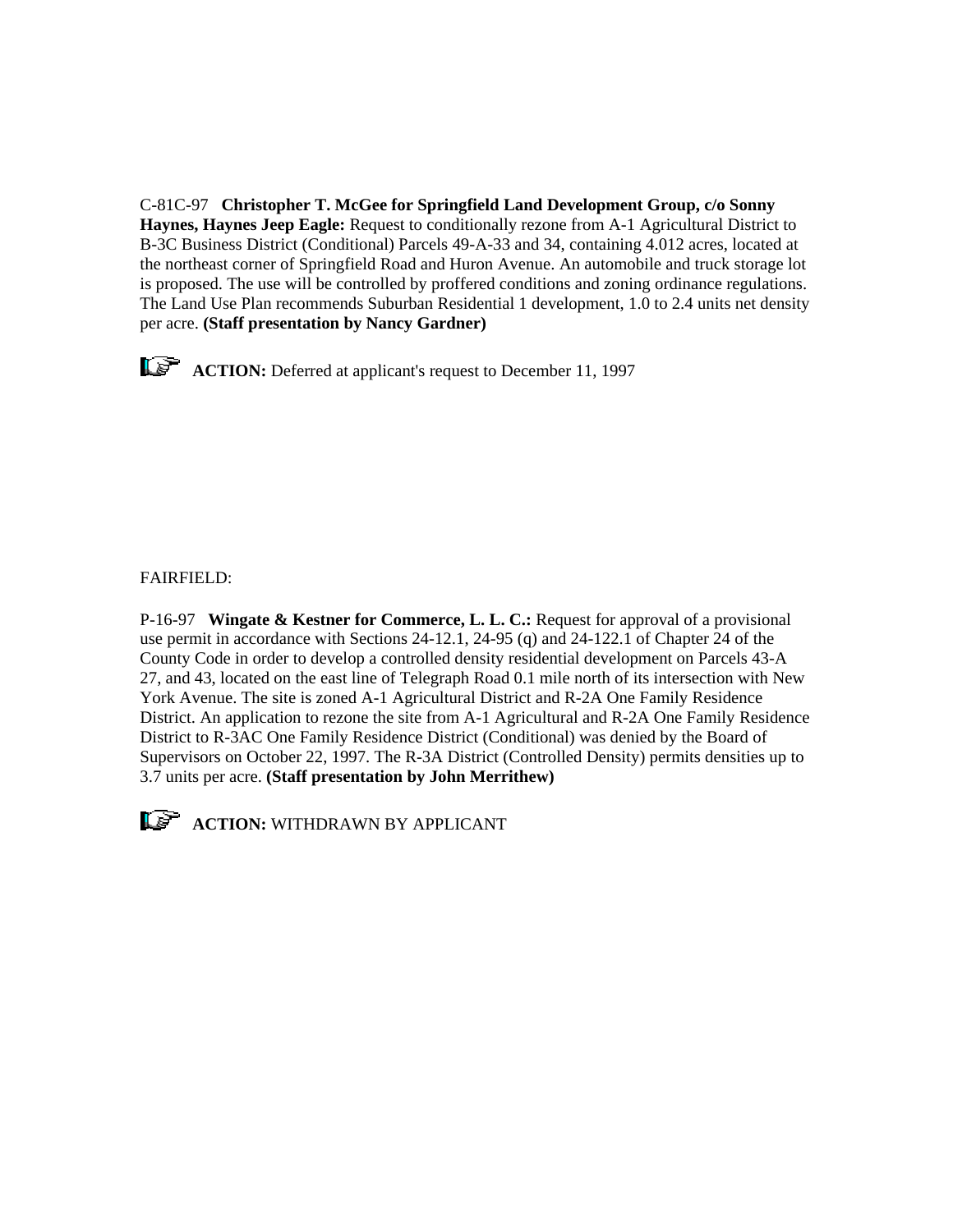C-81C-97 **Christopher T. McGee for Springfield Land Development Group, c/o Sonny Haynes, Haynes Jeep Eagle:** Request to conditionally rezone from A-1 Agricultural District to B-3C Business District (Conditional) Parcels 49-A-33 and 34, containing 4.012 acres, located at the northeast corner of Springfield Road and Huron Avenue. An automobile and truck storage lot is proposed. The use will be controlled by proffered conditions and zoning ordinance regulations. The Land Use Plan recommends Suburban Residential 1 development, 1.0 to 2.4 units net density per acre. **(Staff presentation by Nancy Gardner)**

**ACTION:** Deferred at applicant's request to December 11, 1997

FAIRFIELD:

P-16-97 **Wingate & Kestner for Commerce, L. L. C.:** Request for approval of a provisional use permit in accordance with Sections 24-12.1, 24-95 (q) and 24-122.1 of Chapter 24 of the County Code in order to develop a controlled density residential development on Parcels 43-A 27, and 43, located on the east line of Telegraph Road 0.1 mile north of its intersection with New York Avenue. The site is zoned A-1 Agricultural District and R-2A One Family Residence District. An application to rezone the site from A-1 Agricultural and R-2A One Family Residence District to R-3AC One Family Residence District (Conditional) was denied by the Board of Supervisors on October 22, 1997. The R-3A District (Controlled Density) permits densities up to 3.7 units per acre. **(Staff presentation by John Merrithew)**

**ACTION:** WITHDRAWN BY APPLICANT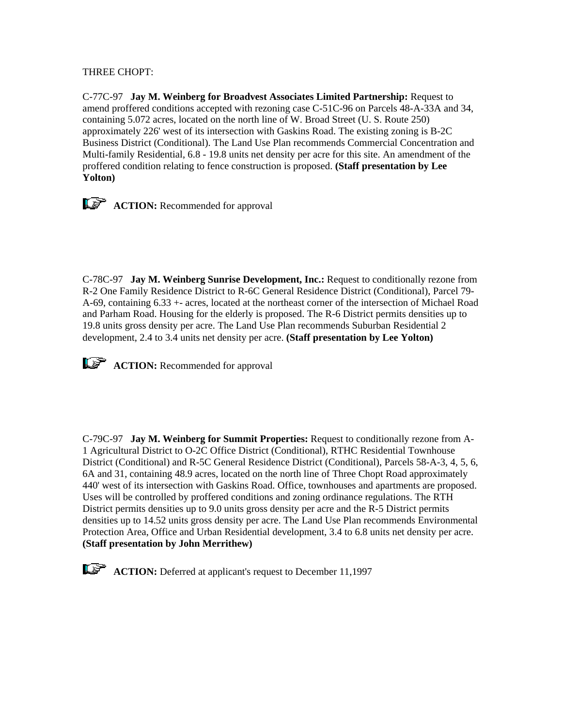THREE CHOPT:

C-77C-97 **Jay M. Weinberg for Broadvest Associates Limited Partnership:** Request to amend proffered conditions accepted with rezoning case C-51C-96 on Parcels 48-A-33A and 34, containing 5.072 acres, located on the north line of W. Broad Street (U. S. Route 250) approximately 226' west of its intersection with Gaskins Road. The existing zoning is B-2C Business District (Conditional). The Land Use Plan recommends Commercial Concentration and Multi-family Residential, 6.8 - 19.8 units net density per acre for this site. An amendment of the proffered condition relating to fence construction is proposed. **(Staff presentation by Lee Yolton)**

**ACTION:** Recommended for approval

C-78C-97 **Jay M. Weinberg Sunrise Development, Inc.:** Request to conditionally rezone from R-2 One Family Residence District to R-6C General Residence District (Conditional), Parcel 79-A-69, containing 6.33 +- acres, located at the northeast corner of the intersection of Michael Road and Parham Road. Housing for the elderly is proposed. The R-6 District permits densities up to 19.8 units gross density per acre. The Land Use Plan recommends Suburban Residential 2 development, 2.4 to 3.4 units net density per acre. **(Staff presentation by Lee Yolton)**

**ACTION:** Recommended for approval

C-79C-97 **Jay M. Weinberg for Summit Properties:** Request to conditionally rezone from A-1 Agricultural District to O-2C Office District (Conditional), RTHC Residential Townhouse District (Conditional) and R-5C General Residence District (Conditional), Parcels 58-A-3, 4, 5, 6, 6A and 31, containing 48.9 acres, located on the north line of Three Chopt Road approximately 440' west of its intersection with Gaskins Road. Office, townhouses and apartments are proposed. Uses will be controlled by proffered conditions and zoning ordinance regulations. The RTH District permits densities up to 9.0 units gross density per acre and the R-5 District permits densities up to 14.52 units gross density per acre. The Land Use Plan recommends Environmental Protection Area, Office and Urban Residential development, 3.4 to 6.8 units net density per acre. **(Staff presentation by John Merrithew)**

**ACTION:** Deferred at applicant's request to December 11,1997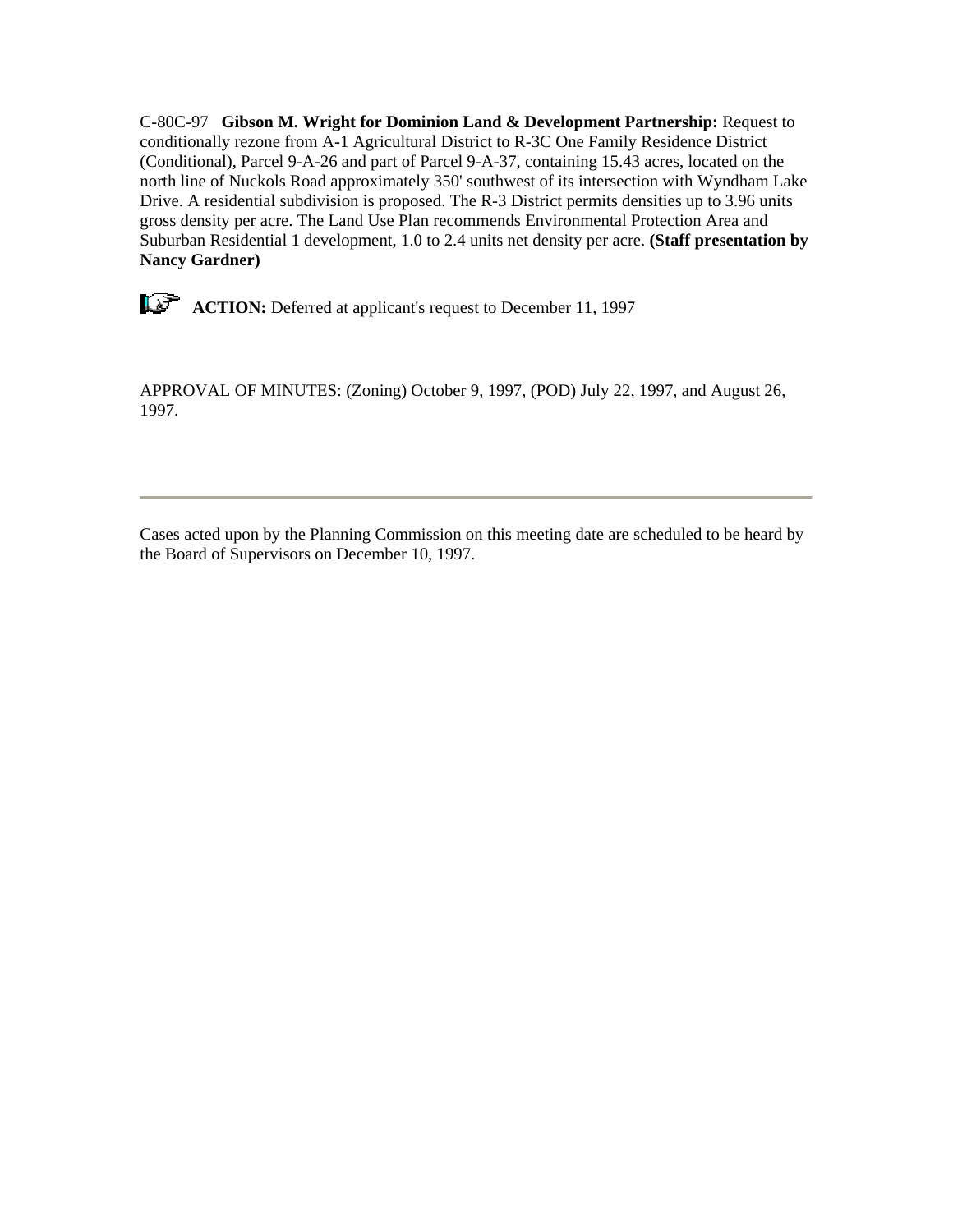C-80C-97 **Gibson M. Wright for Dominion Land & Development Partnership:** Request to conditionally rezone from A-1 Agricultural District to R-3C One Family Residence District (Conditional), Parcel 9-A-26 and part of Parcel 9-A-37, containing 15.43 acres, located on the north line of Nuckols Road approximately 350' southwest of its intersection with Wyndham Lake Drive. A residential subdivision is proposed. The R-3 District permits densities up to 3.96 units gross density per acre. The Land Use Plan recommends Environmental Protection Area and Suburban Residential 1 development, 1.0 to 2.4 units net density per acre. **(Staff presentation by Nancy Gardner)**

**ACTION:** Deferred at applicant's request to December 11, 1997

APPROVAL OF MINUTES: (Zoning) October 9, 1997, (POD) July 22, 1997, and August 26, 1997.

---

Cases acted upon by the Planning Commission on this meeting date are scheduled to be heard by the Board of Supervisors on December 10, 1997.